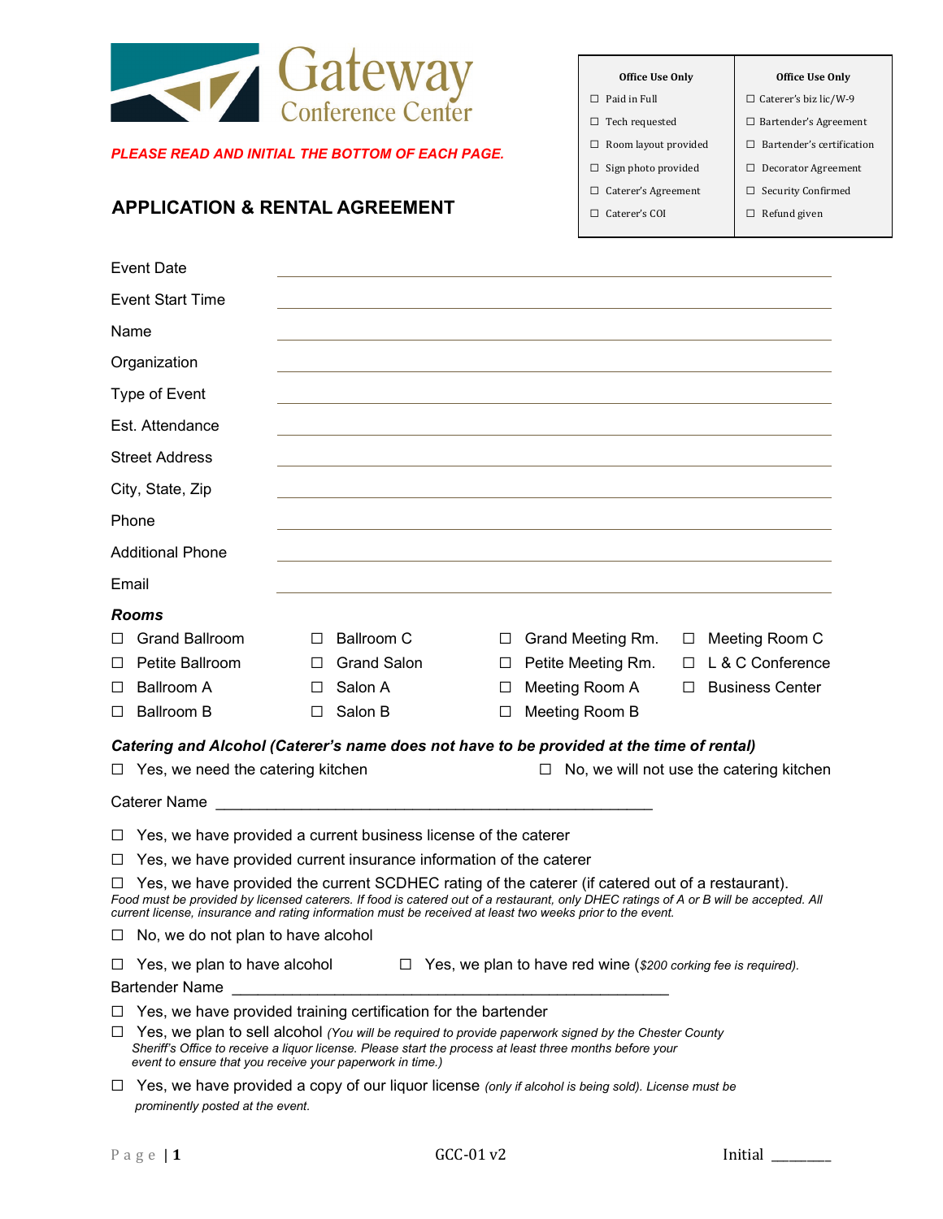# Gateway Conference Center

***PLEASE READ AND INITIAL THE BOTTOM OF EACH PAGE.***

## APPLICATION & RENTAL AGREEMENT

| Office Use Only | Office Use Only |
|---|---|
| ☐ Paid in Full | ☐ Caterer's biz lic/W-9 |
| ☐ Tech requested | ☐ Bartender's Agreement |
| ☐ Room layout provided | ☐ Bartender's certification |
| ☐ Sign photo provided | ☐ Decorator Agreement |
| ☐ Caterer's Agreement | ☐ Security Confirmed |
| ☐ Caterer's COI | ☐ Refund given |

Event Date ______________________________

Event Start Time ______________________________

Name ______________________________

Organization ______________________________

Type of Event ______________________________

Est. Attendance ______________________________

Street Address ______________________________

City, State, Zip ______________________________

Phone ______________________________

Additional Phone ______________________________

Email ______________________________

***Rooms***

| | | | |
|---|---|---|---|
| ☐ Grand Ballroom | ☐ Ballroom C | ☐ Grand Meeting Rm. | ☐ Meeting Room C |
| ☐ Petite Ballroom | ☐ Grand Salon | ☐ Petite Meeting Rm. | ☐ L & C Conference |
| ☐ Ballroom A | ☐ Salon A | ☐ Meeting Room A | ☐ Business Center |
| ☐ Ballroom B | ☐ Salon B | ☐ Meeting Room B | |

***Catering and Alcohol (Caterer's name does not have to be provided at the time of rental)***

☐ Yes, we need the catering kitchen ☐ No, we will not use the catering kitchen

Caterer Name ______________________________________________________

☐ Yes, we have provided a current business license of the caterer

☐ Yes, we have provided current insurance information of the caterer

☐ Yes, we have provided the current SCDHEC rating of the caterer (if catered out of a restaurant).
*Food must be provided by licensed caterers. If food is catered out of a restaurant, only DHEC ratings of A or B will be accepted. All current license, insurance and rating information must be received at least two weeks prior to the event.*

☐ No, we do not plan to have alcohol

☐ Yes, we plan to have alcohol ☐ Yes, we plan to have red wine (*$200 corking fee is required).*

Bartender Name ______________________________________________________

☐ Yes, we have provided training certification for the bartender

☐ Yes, we plan to sell alcohol *(You will be required to provide paperwork signed by the Chester County Sheriff's Office to receive a liquor license. Please start the process at least three months before your event to ensure that you receive your paperwork in time.)*

☐ Yes, we have provided a copy of our liquor license *(only if alcohol is being sold). License must be prominently posted at the event.*

GCC-01 v2 Initial ________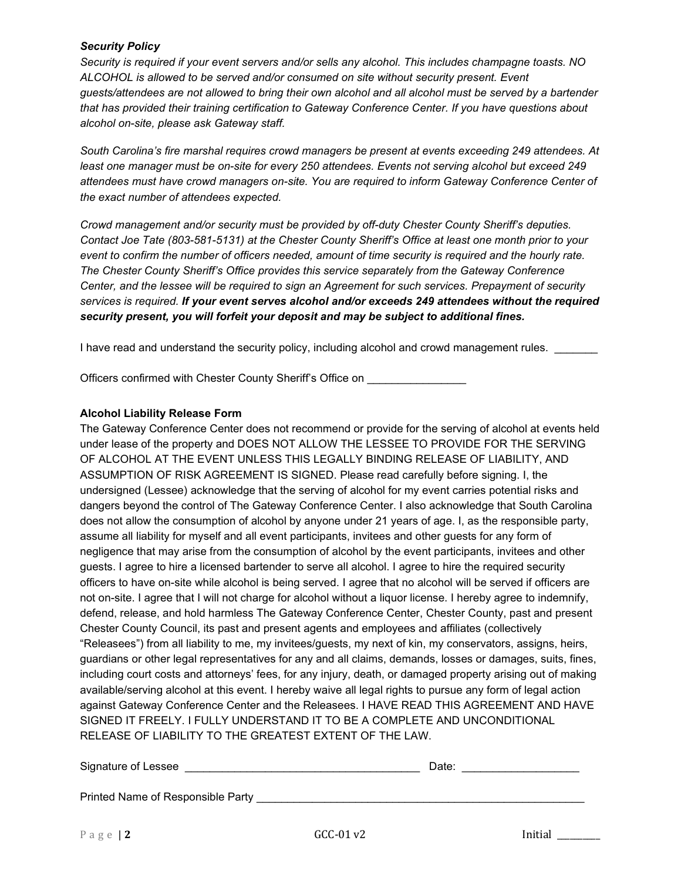***Security Policy***

*Security is required if your event servers and/or sells any alcohol. This includes champagne toasts. NO ALCOHOL is allowed to be served and/or consumed on site without security present. Event guests/attendees are not allowed to bring their own alcohol and all alcohol must be served by a bartender that has provided their training certification to Gateway Conference Center. If you have questions about alcohol on-site, please ask Gateway staff.*

*South Carolina's fire marshal requires crowd managers be present at events exceeding 249 attendees. At least one manager must be on-site for every 250 attendees. Events not serving alcohol but exceed 249 attendees must have crowd managers on-site. You are required to inform Gateway Conference Center of the exact number of attendees expected.*

*Crowd management and/or security must be provided by off-duty Chester County Sheriff's deputies. Contact Joe Tate (803-581-5131) at the Chester County Sheriff's Office at least one month prior to your event to confirm the number of officers needed, amount of time security is required and the hourly rate. The Chester County Sheriff's Office provides this service separately from the Gateway Conference Center, and the lessee will be required to sign an Agreement for such services. Prepayment of security services is required.* ***If your event serves alcohol and/or exceeds 249 attendees without the required security present, you will forfeit your deposit and may be subject to additional fines.***

I have read and understand the security policy, including alcohol and crowd management rules. _______

Officers confirmed with Chester County Sheriff's Office on ________________

**Alcohol Liability Release Form**

The Gateway Conference Center does not recommend or provide for the serving of alcohol at events held under lease of the property and DOES NOT ALLOW THE LESSEE TO PROVIDE FOR THE SERVING OF ALCOHOL AT THE EVENT UNLESS THIS LEGALLY BINDING RELEASE OF LIABILITY, AND ASSUMPTION OF RISK AGREEMENT IS SIGNED. Please read carefully before signing. I, the undersigned (Lessee) acknowledge that the serving of alcohol for my event carries potential risks and dangers beyond the control of The Gateway Conference Center. I also acknowledge that South Carolina does not allow the consumption of alcohol by anyone under 21 years of age. I, as the responsible party, assume all liability for myself and all event participants, invitees and other guests for any form of negligence that may arise from the consumption of alcohol by the event participants, invitees and other guests. I agree to hire a licensed bartender to serve all alcohol. I agree to hire the required security officers to have on-site while alcohol is being served. I agree that no alcohol will be served if officers are not on-site. I agree that I will not charge for alcohol without a liquor license. I hereby agree to indemnify, defend, release, and hold harmless The Gateway Conference Center, Chester County, past and present Chester County Council, its past and present agents and employees and affiliates (collectively "Releasees") from all liability to me, my invitees/guests, my next of kin, my conservators, assigns, heirs, guardians or other legal representatives for any and all claims, demands, losses or damages, suits, fines, including court costs and attorneys' fees, for any injury, death, or damaged property arising out of making available/serving alcohol at this event. I hereby waive all legal rights to pursue any form of legal action against Gateway Conference Center and the Releasees. I HAVE READ THIS AGREEMENT AND HAVE SIGNED IT FREELY. I FULLY UNDERSTAND IT TO BE A COMPLETE AND UNCONDITIONAL RELEASE OF LIABILITY TO THE GREATEST EXTENT OF THE LAW.

Signature of Lessee _______________________________________ Date: ___________________

Printed Name of Responsible Party ________________________________________________________

GCC-01 v2 Initial ________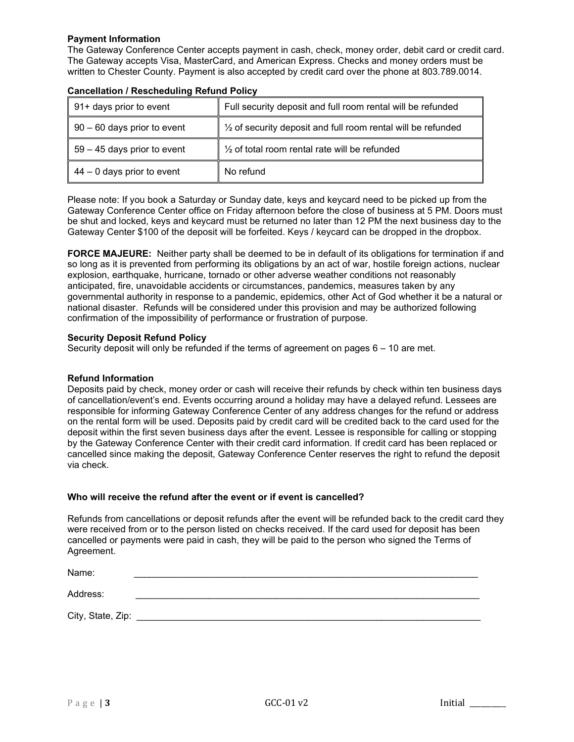**Payment Information**
The Gateway Conference Center accepts payment in cash, check, money order, debit card or credit card. The Gateway accepts Visa, MasterCard, and American Express. Checks and money orders must be written to Chester County. Payment is also accepted by credit card over the phone at 803.789.0014.

**Cancellation / Rescheduling Refund Policy**

| | |
|---|---|
| 91+ days prior to event | Full security deposit and full room rental will be refunded |
| 90 – 60 days prior to event | ½ of security deposit and full room rental will be refunded |
| 59 – 45 days prior to event | ½ of total room rental rate will be refunded |
| 44 – 0 days prior to event | No refund |

Please note: If you book a Saturday or Sunday date, keys and keycard need to be picked up from the Gateway Conference Center office on Friday afternoon before the close of business at 5 PM. Doors must be shut and locked, keys and keycard must be returned no later than 12 PM the next business day to the Gateway Center $100 of the deposit will be forfeited. Keys / keycard can be dropped in the dropbox.

**FORCE MAJEURE:** Neither party shall be deemed to be in default of its obligations for termination if and so long as it is prevented from performing its obligations by an act of war, hostile foreign actions, nuclear explosion, earthquake, hurricane, tornado or other adverse weather conditions not reasonably anticipated, fire, unavoidable accidents or circumstances, pandemics, measures taken by any governmental authority in response to a pandemic, epidemics, other Act of God whether it be a natural or national disaster. Refunds will be considered under this provision and may be authorized following confirmation of the impossibility of performance or frustration of purpose.

**Security Deposit Refund Policy**
Security deposit will only be refunded if the terms of agreement on pages 6 – 10 are met.

**Refund Information**
Deposits paid by check, money order or cash will receive their refunds by check within ten business days of cancellation/event's end. Events occurring around a holiday may have a delayed refund. Lessees are responsible for informing Gateway Conference Center of any address changes for the refund or address on the rental form will be used. Deposits paid by credit card will be credited back to the card used for the deposit within the first seven business days after the event. Lessee is responsible for calling or stopping by the Gateway Conference Center with their credit card information. If credit card has been replaced or cancelled since making the deposit, Gateway Conference Center reserves the right to refund the deposit via check.

**Who will receive the refund after the event or if event is cancelled?**

Refunds from cancellations or deposit refunds after the event will be refunded back to the credit card they were received from or to the person listed on checks received. If the card used for deposit has been cancelled or payments were paid in cash, they will be paid to the person who signed the Terms of Agreement.

Name: \_\_\_\_\_\_\_\_\_\_\_\_\_\_\_\_\_\_\_\_\_\_\_\_\_\_\_\_\_\_\_\_\_\_\_\_\_\_\_\_\_\_\_\_\_\_\_\_\_\_\_\_\_\_\_\_\_\_\_\_

Address: \_\_\_\_\_\_\_\_\_\_\_\_\_\_\_\_\_\_\_\_\_\_\_\_\_\_\_\_\_\_\_\_\_\_\_\_\_\_\_\_\_\_\_\_\_\_\_\_\_\_\_\_\_\_\_\_\_\_\_\_

City, State, Zip: \_\_\_\_\_\_\_\_\_\_\_\_\_\_\_\_\_\_\_\_\_\_\_\_\_\_\_\_\_\_\_\_\_\_\_\_\_\_\_\_\_\_\_\_\_\_\_\_\_\_\_\_\_\_\_\_\_\_\_\_

Initial \_\_\_\_\_\_\_\_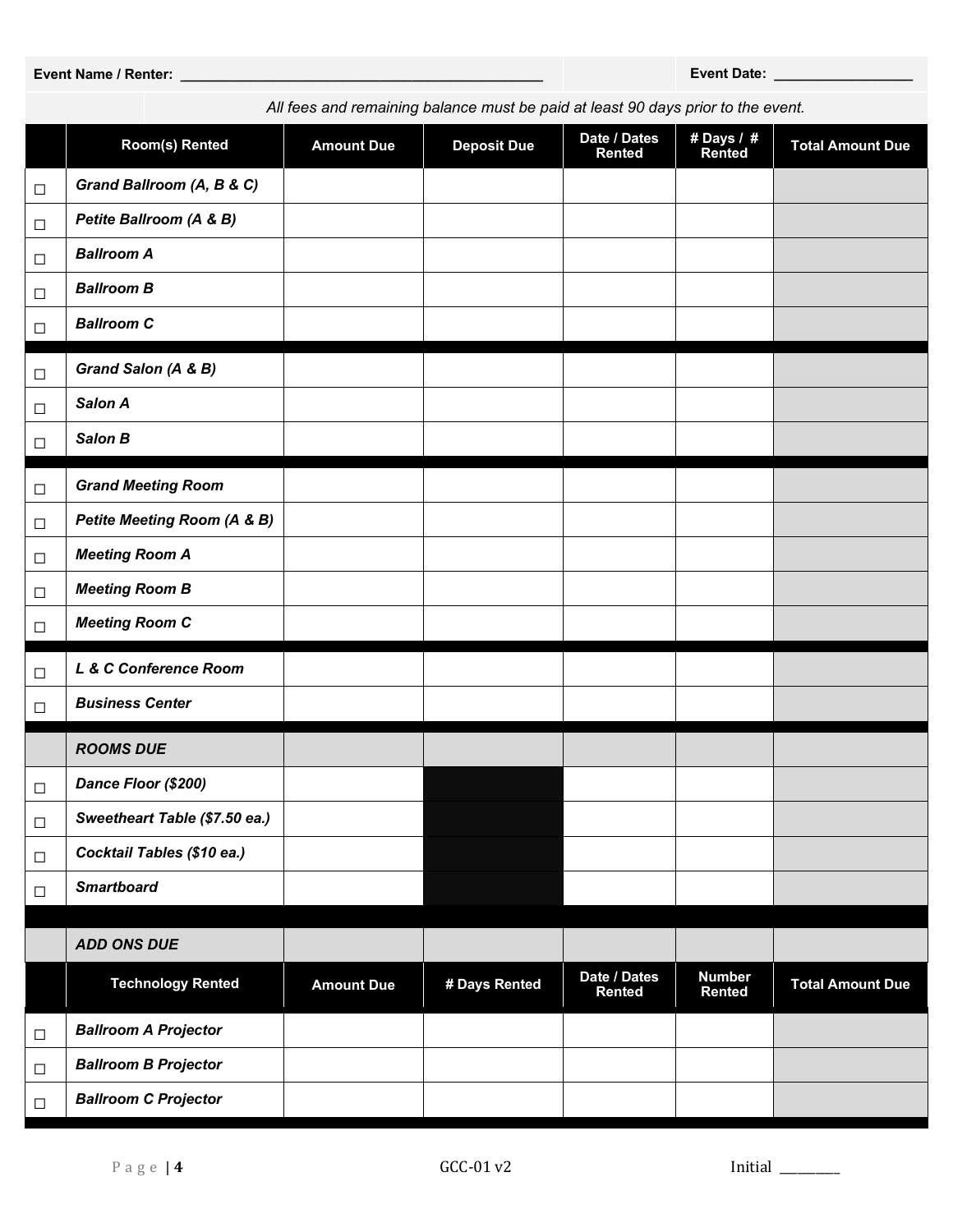**Event Name / Renter:** ___________________________________________ **Event Date:** _________________

*All fees and remaining balance must be paid at least 90 days prior to the event.*

| | Room(s) Rented | Amount Due | Deposit Due | Date / Dates Rented | # Days / # Rented | Total Amount Due |
|---|---|---|---|---|---|---|
| ☐ | ***Grand Ballroom (A, B & C)*** | | | | | |
| ☐ | ***Petite Ballroom (A & B)*** | | | | | |
| ☐ | ***Ballroom A*** | | | | | |
| ☐ | ***Ballroom B*** | | | | | |
| ☐ | ***Ballroom C*** | | | | | |
| ☐ | ***Grand Salon (A & B)*** | | | | | |
| ☐ | ***Salon A*** | | | | | |
| ☐ | ***Salon B*** | | | | | |
| ☐ | ***Grand Meeting Room*** | | | | | |
| ☐ | ***Petite Meeting Room (A & B)*** | | | | | |
| ☐ | ***Meeting Room A*** | | | | | |
| ☐ | ***Meeting Room B*** | | | | | |
| ☐ | ***Meeting Room C*** | | | | | |
| ☐ | ***L & C Conference Room*** | | | | | |
| ☐ | ***Business Center*** | | | | | |
| | ***ROOMS DUE*** | | | | | |
| ☐ | ***Dance Floor ($200)*** | | | | | |
| ☐ | ***Sweetheart Table ($7.50 ea.)*** | | | | | |
| ☐ | ***Cocktail Tables ($10 ea.)*** | | | | | |
| ☐ | ***Smartboard*** | | | | | |
| | ***ADD ONS DUE*** | | | | | |

| | Technology Rented | Amount Due | # Days Rented | Date / Dates Rented | Number Rented | Total Amount Due |
|---|---|---|---|---|---|---|
| ☐ | ***Ballroom A Projector*** | | | | | |
| ☐ | ***Ballroom B Projector*** | | | | | |
| ☐ | ***Ballroom C Projector*** | | | | | |

GCC-01 v2

Initial ________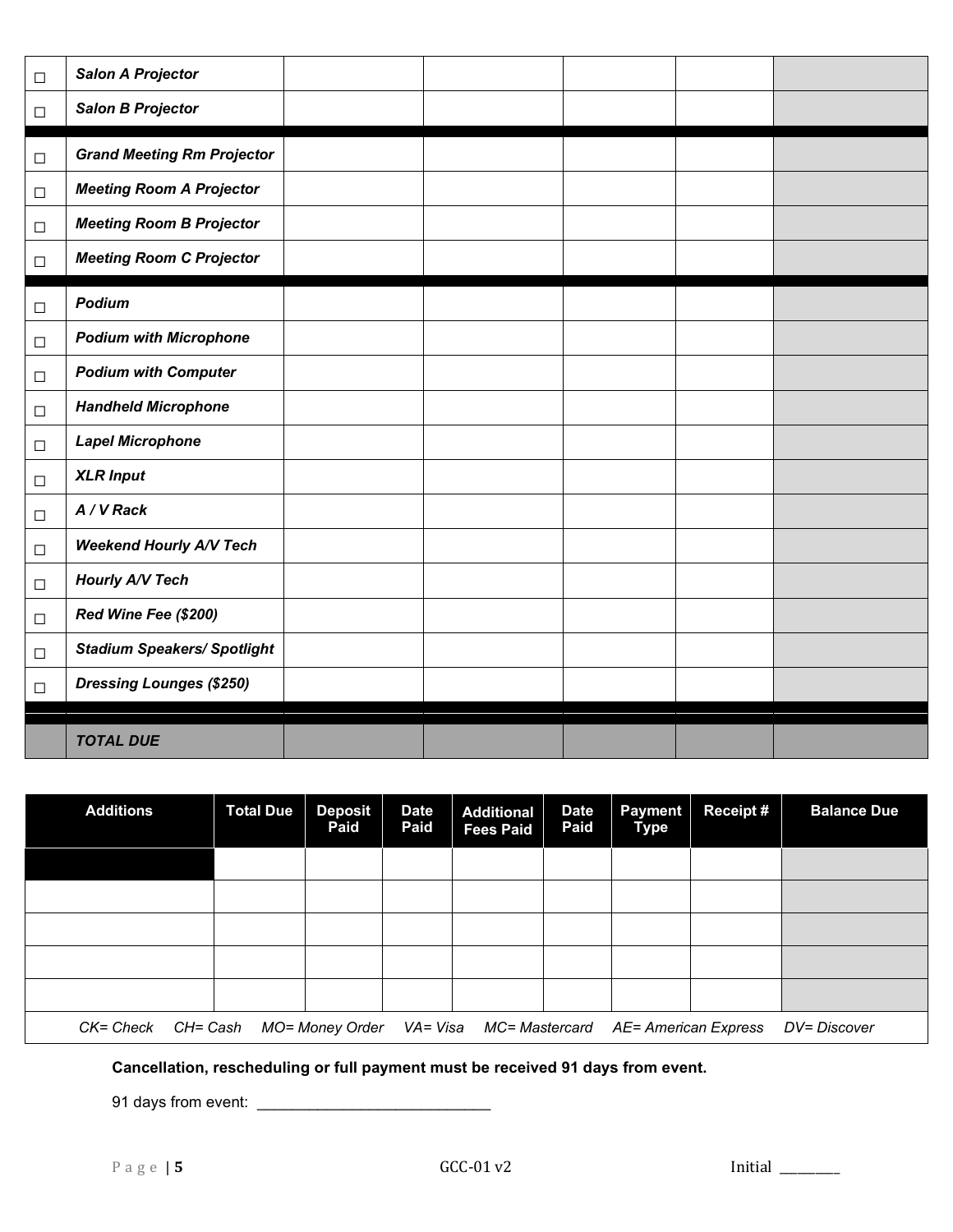| | | | | | | |
|---|---|---|---|---|---|---|
| ☐ | ***Salon A Projector*** | | | | | |
| ☐ | ***Salon B Projector*** | | | | | |
| ☐ | ***Grand Meeting Rm Projector*** | | | | | |
| ☐ | ***Meeting Room A Projector*** | | | | | |
| ☐ | ***Meeting Room B Projector*** | | | | | |
| ☐ | ***Meeting Room C Projector*** | | | | | |
| ☐ | ***Podium*** | | | | | |
| ☐ | ***Podium with Microphone*** | | | | | |
| ☐ | ***Podium with Computer*** | | | | | |
| ☐ | ***Handheld Microphone*** | | | | | |
| ☐ | ***Lapel Microphone*** | | | | | |
| ☐ | ***XLR Input*** | | | | | |
| ☐ | ***A / V Rack*** | | | | | |
| ☐ | ***Weekend Hourly A/V Tech*** | | | | | |
| ☐ | ***Hourly A/V Tech*** | | | | | |
| ☐ | ***Red Wine Fee ($200)*** | | | | | |
| ☐ | ***Stadium Speakers/ Spotlight*** | | | | | |
| ☐ | ***Dressing Lounges ($250)*** | | | | | |
| | ***TOTAL DUE*** | | | | | |

| Additions | Total Due | Deposit Paid | Date Paid | Additional Fees Paid | Date Paid | Payment Type | Receipt # | Balance Due |
|---|---|---|---|---|---|---|---|---|
| | | | | | | | | |
| | | | | | | | | |
| | | | | | | | | |
| | | | | | | | | |
| | | | | | | | | |

*CK= Check CH= Cash MO= Money Order VA= Visa MC= Mastercard AE= American Express DV= Discover*

**Cancellation, rescheduling or full payment must be received 91 days from event.**

91 days from event: ____________________________

GCC-01 v2

Initial ________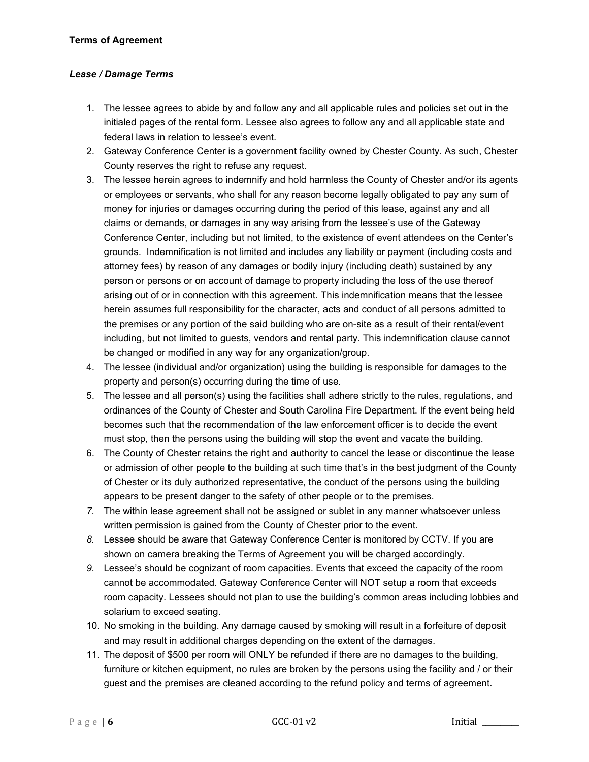**Terms of Agreement**

***Lease / Damage Terms***

1. The lessee agrees to abide by and follow any and all applicable rules and policies set out in the initialed pages of the rental form. Lessee also agrees to follow any and all applicable state and federal laws in relation to lessee's event.
2. Gateway Conference Center is a government facility owned by Chester County. As such, Chester County reserves the right to refuse any request.
3. The lessee herein agrees to indemnify and hold harmless the County of Chester and/or its agents or employees or servants, who shall for any reason become legally obligated to pay any sum of money for injuries or damages occurring during the period of this lease, against any and all claims or demands, or damages in any way arising from the lessee's use of the Gateway Conference Center, including but not limited, to the existence of event attendees on the Center's grounds. Indemnification is not limited and includes any liability or payment (including costs and attorney fees) by reason of any damages or bodily injury (including death) sustained by any person or persons or on account of damage to property including the loss of the use thereof arising out of or in connection with this agreement. This indemnification means that the lessee herein assumes full responsibility for the character, acts and conduct of all persons admitted to the premises or any portion of the said building who are on-site as a result of their rental/event including, but not limited to guests, vendors and rental party. This indemnification clause cannot be changed or modified in any way for any organization/group.
4. The lessee (individual and/or organization) using the building is responsible for damages to the property and person(s) occurring during the time of use.
5. The lessee and all person(s) using the facilities shall adhere strictly to the rules, regulations, and ordinances of the County of Chester and South Carolina Fire Department. If the event being held becomes such that the recommendation of the law enforcement officer is to decide the event must stop, then the persons using the building will stop the event and vacate the building.
6. The County of Chester retains the right and authority to cancel the lease or discontinue the lease or admission of other people to the building at such time that's in the best judgment of the County of Chester or its duly authorized representative, the conduct of the persons using the building appears to be present danger to the safety of other people or to the premises.
7. The within lease agreement shall not be assigned or sublet in any manner whatsoever unless written permission is gained from the County of Chester prior to the event.
8. Lessee should be aware that Gateway Conference Center is monitored by CCTV. If you are shown on camera breaking the Terms of Agreement you will be charged accordingly.
9. Lessee's should be cognizant of room capacities. Events that exceed the capacity of the room cannot be accommodated. Gateway Conference Center will NOT setup a room that exceeds room capacity. Lessees should not plan to use the building's common areas including lobbies and solarium to exceed seating.
10. No smoking in the building. Any damage caused by smoking will result in a forfeiture of deposit and may result in additional charges depending on the extent of the damages.
11. The deposit of $500 per room will ONLY be refunded if there are no damages to the building, furniture or kitchen equipment, no rules are broken by the persons using the facility and / or their guest and the premises are cleaned according to the refund policy and terms of agreement.

Initial ________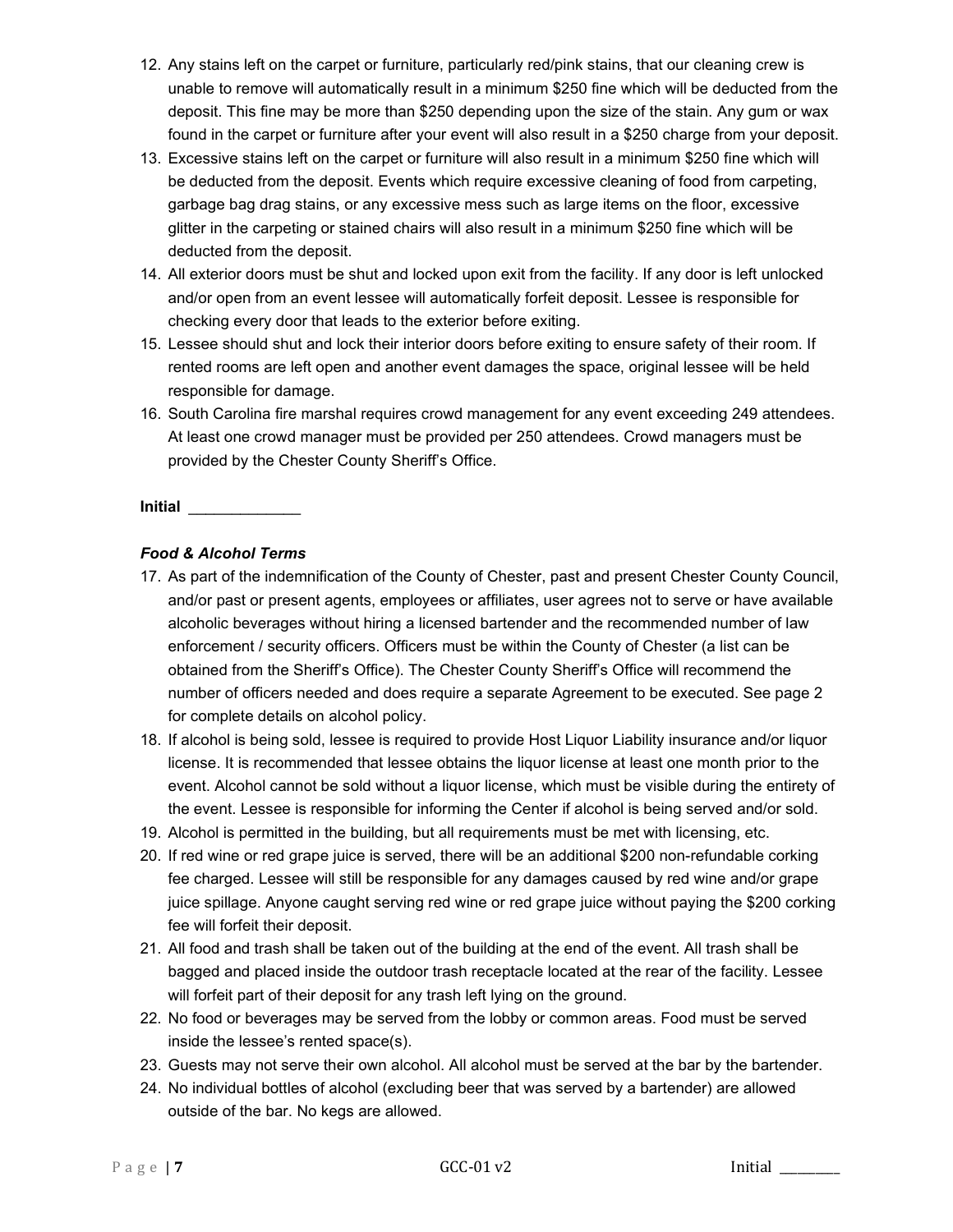12. Any stains left on the carpet or furniture, particularly red/pink stains, that our cleaning crew is unable to remove will automatically result in a minimum $250 fine which will be deducted from the deposit. This fine may be more than $250 depending upon the size of the stain. Any gum or wax found in the carpet or furniture after your event will also result in a $250 charge from your deposit.
13. Excessive stains left on the carpet or furniture will also result in a minimum $250 fine which will be deducted from the deposit. Events which require excessive cleaning of food from carpeting, garbage bag drag stains, or any excessive mess such as large items on the floor, excessive glitter in the carpeting or stained chairs will also result in a minimum $250 fine which will be deducted from the deposit.
14. All exterior doors must be shut and locked upon exit from the facility. If any door is left unlocked and/or open from an event lessee will automatically forfeit deposit. Lessee is responsible for checking every door that leads to the exterior before exiting.
15. Lessee should shut and lock their interior doors before exiting to ensure safety of their room. If rented rooms are left open and another event damages the space, original lessee will be held responsible for damage.
16. South Carolina fire marshal requires crowd management for any event exceeding 249 attendees. At least one crowd manager must be provided per 250 attendees. Crowd managers must be provided by the Chester County Sheriff's Office.

**Initial** _____________

***Food & Alcohol Terms***

17. As part of the indemnification of the County of Chester, past and present Chester County Council, and/or past or present agents, employees or affiliates, user agrees not to serve or have available alcoholic beverages without hiring a licensed bartender and the recommended number of law enforcement / security officers. Officers must be within the County of Chester (a list can be obtained from the Sheriff's Office). The Chester County Sheriff's Office will recommend the number of officers needed and does require a separate Agreement to be executed. See page 2 for complete details on alcohol policy.
18. If alcohol is being sold, lessee is required to provide Host Liquor Liability insurance and/or liquor license. It is recommended that lessee obtains the liquor license at least one month prior to the event. Alcohol cannot be sold without a liquor license, which must be visible during the entirety of the event. Lessee is responsible for informing the Center if alcohol is being served and/or sold.
19. Alcohol is permitted in the building, but all requirements must be met with licensing, etc.
20. If red wine or red grape juice is served, there will be an additional $200 non-refundable corking fee charged. Lessee will still be responsible for any damages caused by red wine and/or grape juice spillage. Anyone caught serving red wine or red grape juice without paying the $200 corking fee will forfeit their deposit.
21. All food and trash shall be taken out of the building at the end of the event. All trash shall be bagged and placed inside the outdoor trash receptacle located at the rear of the facility. Lessee will forfeit part of their deposit for any trash left lying on the ground.
22. No food or beverages may be served from the lobby or common areas. Food must be served inside the lessee's rented space(s).
23. Guests may not serve their own alcohol. All alcohol must be served at the bar by the bartender.
24. No individual bottles of alcohol (excluding beer that was served by a bartender) are allowed outside of the bar. No kegs are allowed.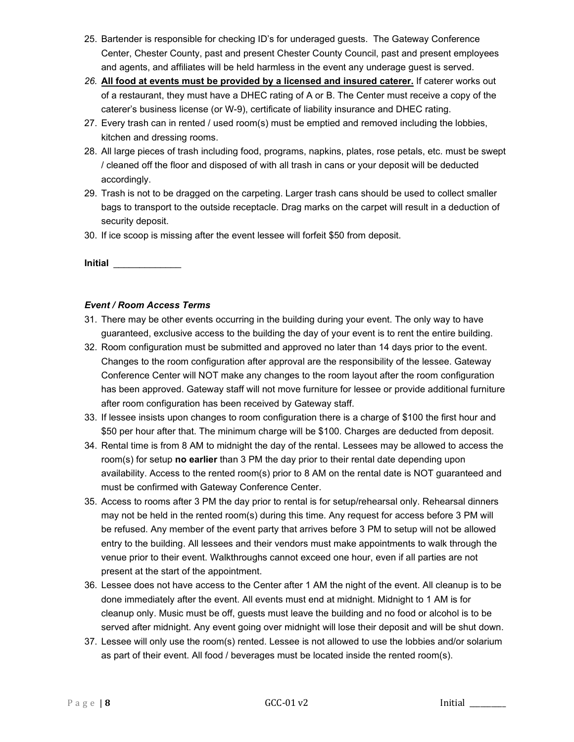25. Bartender is responsible for checking ID's for underaged guests. The Gateway Conference Center, Chester County, past and present Chester County Council, past and present employees and agents, and affiliates will be held harmless in the event any underage guest is served.
26. **All food at events must be provided by a licensed and insured caterer.** If caterer works out of a restaurant, they must have a DHEC rating of A or B. The Center must receive a copy of the caterer's business license (or W-9), certificate of liability insurance and DHEC rating.
27. Every trash can in rented / used room(s) must be emptied and removed including the lobbies, kitchen and dressing rooms.
28. All large pieces of trash including food, programs, napkins, plates, rose petals, etc. must be swept / cleaned off the floor and disposed of with all trash in cans or your deposit will be deducted accordingly.
29. Trash is not to be dragged on the carpeting. Larger trash cans should be used to collect smaller bags to transport to the outside receptacle. Drag marks on the carpet will result in a deduction of security deposit.
30. If ice scoop is missing after the event lessee will forfeit $50 from deposit.

**Initial** _____________

***Event / Room Access Terms***

31. There may be other events occurring in the building during your event. The only way to have guaranteed, exclusive access to the building the day of your event is to rent the entire building.
32. Room configuration must be submitted and approved no later than 14 days prior to the event. Changes to the room configuration after approval are the responsibility of the lessee. Gateway Conference Center will NOT make any changes to the room layout after the room configuration has been approved. Gateway staff will not move furniture for lessee or provide additional furniture after room configuration has been received by Gateway staff.
33. If lessee insists upon changes to room configuration there is a charge of $100 the first hour and $50 per hour after that. The minimum charge will be $100. Charges are deducted from deposit.
34. Rental time is from 8 AM to midnight the day of the rental. Lessees may be allowed to access the room(s) for setup **no earlier** than 3 PM the day prior to their rental date depending upon availability. Access to the rented room(s) prior to 8 AM on the rental date is NOT guaranteed and must be confirmed with Gateway Conference Center.
35. Access to rooms after 3 PM the day prior to rental is for setup/rehearsal only. Rehearsal dinners may not be held in the rented room(s) during this time. Any request for access before 3 PM will be refused. Any member of the event party that arrives before 3 PM to setup will not be allowed entry to the building. All lessees and their vendors must make appointments to walk through the venue prior to their event. Walkthroughs cannot exceed one hour, even if all parties are not present at the start of the appointment.
36. Lessee does not have access to the Center after 1 AM the night of the event. All cleanup is to be done immediately after the event. All events must end at midnight. Midnight to 1 AM is for cleanup only. Music must be off, guests must leave the building and no food or alcohol is to be served after midnight. Any event going over midnight will lose their deposit and will be shut down.
37. Lessee will only use the room(s) rented. Lessee is not allowed to use the lobbies and/or solarium as part of their event. All food / beverages must be located inside the rented room(s).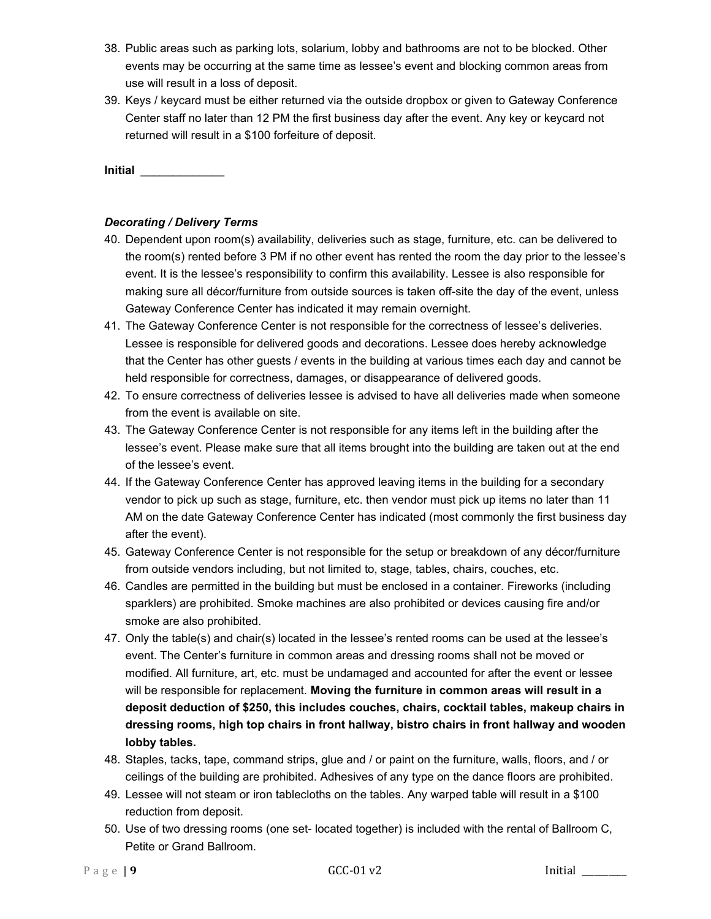38. Public areas such as parking lots, solarium, lobby and bathrooms are not to be blocked. Other events may be occurring at the same time as lessee's event and blocking common areas from use will result in a loss of deposit.
39. Keys / keycard must be either returned via the outside dropbox or given to Gateway Conference Center staff no later than 12 PM the first business day after the event. Any key or keycard not returned will result in a $100 forfeiture of deposit.

**Initial** _____________

***Decorating / Delivery Terms***

40. Dependent upon room(s) availability, deliveries such as stage, furniture, etc. can be delivered to the room(s) rented before 3 PM if no other event has rented the room the day prior to the lessee's event. It is the lessee's responsibility to confirm this availability. Lessee is also responsible for making sure all décor/furniture from outside sources is taken off-site the day of the event, unless Gateway Conference Center has indicated it may remain overnight.
41. The Gateway Conference Center is not responsible for the correctness of lessee's deliveries. Lessee is responsible for delivered goods and decorations. Lessee does hereby acknowledge that the Center has other guests / events in the building at various times each day and cannot be held responsible for correctness, damages, or disappearance of delivered goods.
42. To ensure correctness of deliveries lessee is advised to have all deliveries made when someone from the event is available on site.
43. The Gateway Conference Center is not responsible for any items left in the building after the lessee's event. Please make sure that all items brought into the building are taken out at the end of the lessee's event.
44. If the Gateway Conference Center has approved leaving items in the building for a secondary vendor to pick up such as stage, furniture, etc. then vendor must pick up items no later than 11 AM on the date Gateway Conference Center has indicated (most commonly the first business day after the event).
45. Gateway Conference Center is not responsible for the setup or breakdown of any décor/furniture from outside vendors including, but not limited to, stage, tables, chairs, couches, etc.
46. Candles are permitted in the building but must be enclosed in a container. Fireworks (including sparklers) are prohibited. Smoke machines are also prohibited or devices causing fire and/or smoke are also prohibited.
47. Only the table(s) and chair(s) located in the lessee's rented rooms can be used at the lessee's event. The Center's furniture in common areas and dressing rooms shall not be moved or modified. All furniture, art, etc. must be undamaged and accounted for after the event or lessee will be responsible for replacement. **Moving the furniture in common areas will result in a deposit deduction of $250, this includes couches, chairs, cocktail tables, makeup chairs in dressing rooms, high top chairs in front hallway, bistro chairs in front hallway and wooden lobby tables.**
48. Staples, tacks, tape, command strips, glue and / or paint on the furniture, walls, floors, and / or ceilings of the building are prohibited. Adhesives of any type on the dance floors are prohibited.
49. Lessee will not steam or iron tablecloths on the tables. Any warped table will result in a $100 reduction from deposit.
50. Use of two dressing rooms (one set- located together) is included with the rental of Ballroom C, Petite or Grand Ballroom.

Initial ________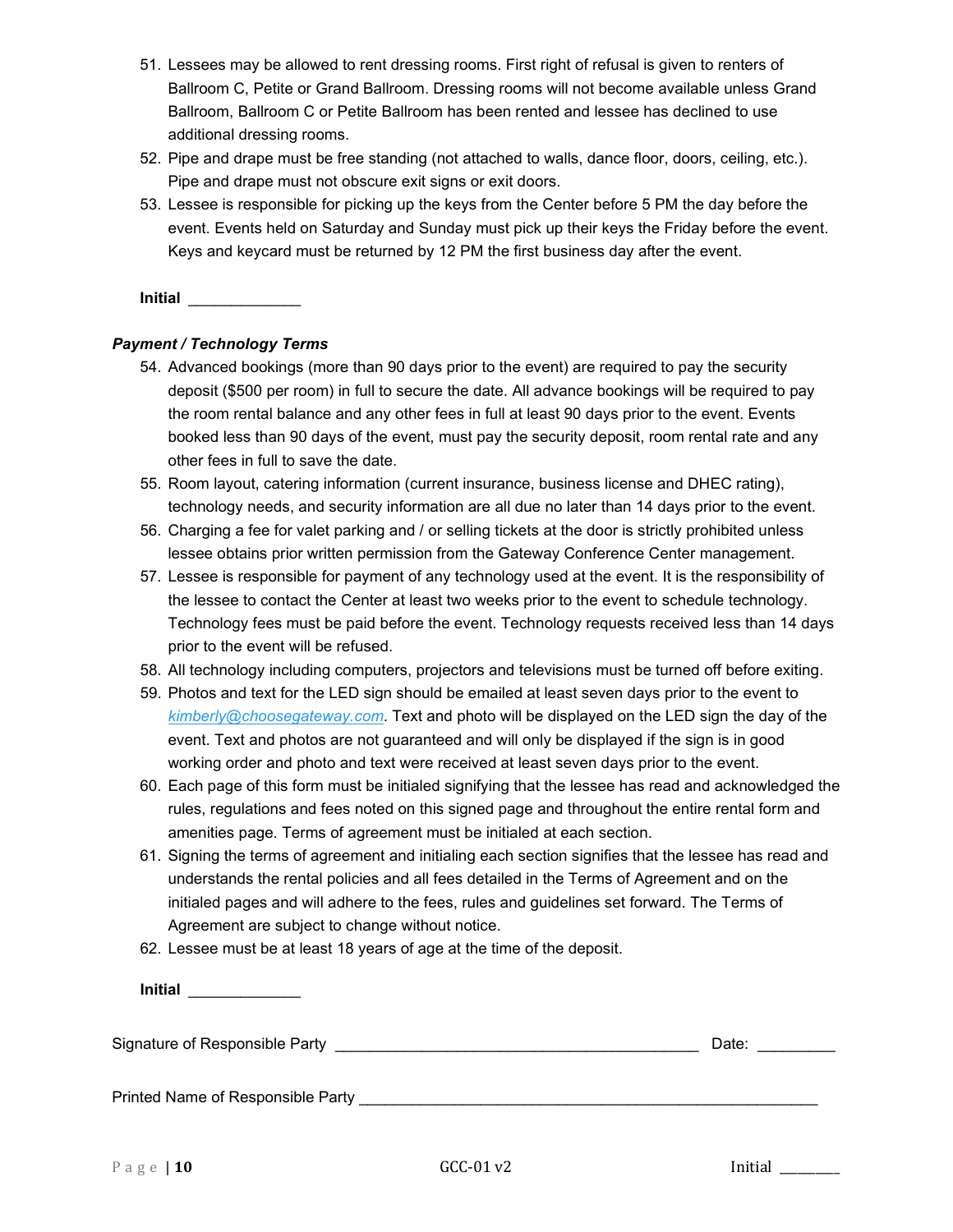51. Lessees may be allowed to rent dressing rooms. First right of refusal is given to renters of Ballroom C, Petite or Grand Ballroom. Dressing rooms will not become available unless Grand Ballroom, Ballroom C or Petite Ballroom has been rented and lessee has declined to use additional dressing rooms.
52. Pipe and drape must be free standing (not attached to walls, dance floor, doors, ceiling, etc.). Pipe and drape must not obscure exit signs or exit doors.
53. Lessee is responsible for picking up the keys from the Center before 5 PM the day before the event. Events held on Saturday and Sunday must pick up their keys the Friday before the event. Keys and keycard must be returned by 12 PM the first business day after the event.

**Initial** _____________

***Payment / Technology Terms***

54. Advanced bookings (more than 90 days prior to the event) are required to pay the security deposit ($500 per room) in full to secure the date. All advance bookings will be required to pay the room rental balance and any other fees in full at least 90 days prior to the event. Events booked less than 90 days of the event, must pay the security deposit, room rental rate and any other fees in full to save the date.
55. Room layout, catering information (current insurance, business license and DHEC rating), technology needs, and security information are all due no later than 14 days prior to the event.
56. Charging a fee for valet parking and / or selling tickets at the door is strictly prohibited unless lessee obtains prior written permission from the Gateway Conference Center management.
57. Lessee is responsible for payment of any technology used at the event. It is the responsibility of the lessee to contact the Center at least two weeks prior to the event to schedule technology. Technology fees must be paid before the event. Technology requests received less than 14 days prior to the event will be refused.
58. All technology including computers, projectors and televisions must be turned off before exiting.
59. Photos and text for the LED sign should be emailed at least seven days prior to the event to *kimberly@choosegateway.com*. Text and photo will be displayed on the LED sign the day of the event. Text and photos are not guaranteed and will only be displayed if the sign is in good working order and photo and text were received at least seven days prior to the event.
60. Each page of this form must be initialed signifying that the lessee has read and acknowledged the rules, regulations and fees noted on this signed page and throughout the entire rental form and amenities page. Terms of agreement must be initialed at each section.
61. Signing the terms of agreement and initialing each section signifies that the lessee has read and understands the rental policies and all fees detailed in the Terms of Agreement and on the initialed pages and will adhere to the fees, rules and guidelines set forward. The Terms of Agreement are subject to change without notice.
62. Lessee must be at least 18 years of age at the time of the deposit.

**Initial** _____________

Signature of Responsible Party ___________________________________________ Date: _________

Printed Name of Responsible Party _______________________________________________________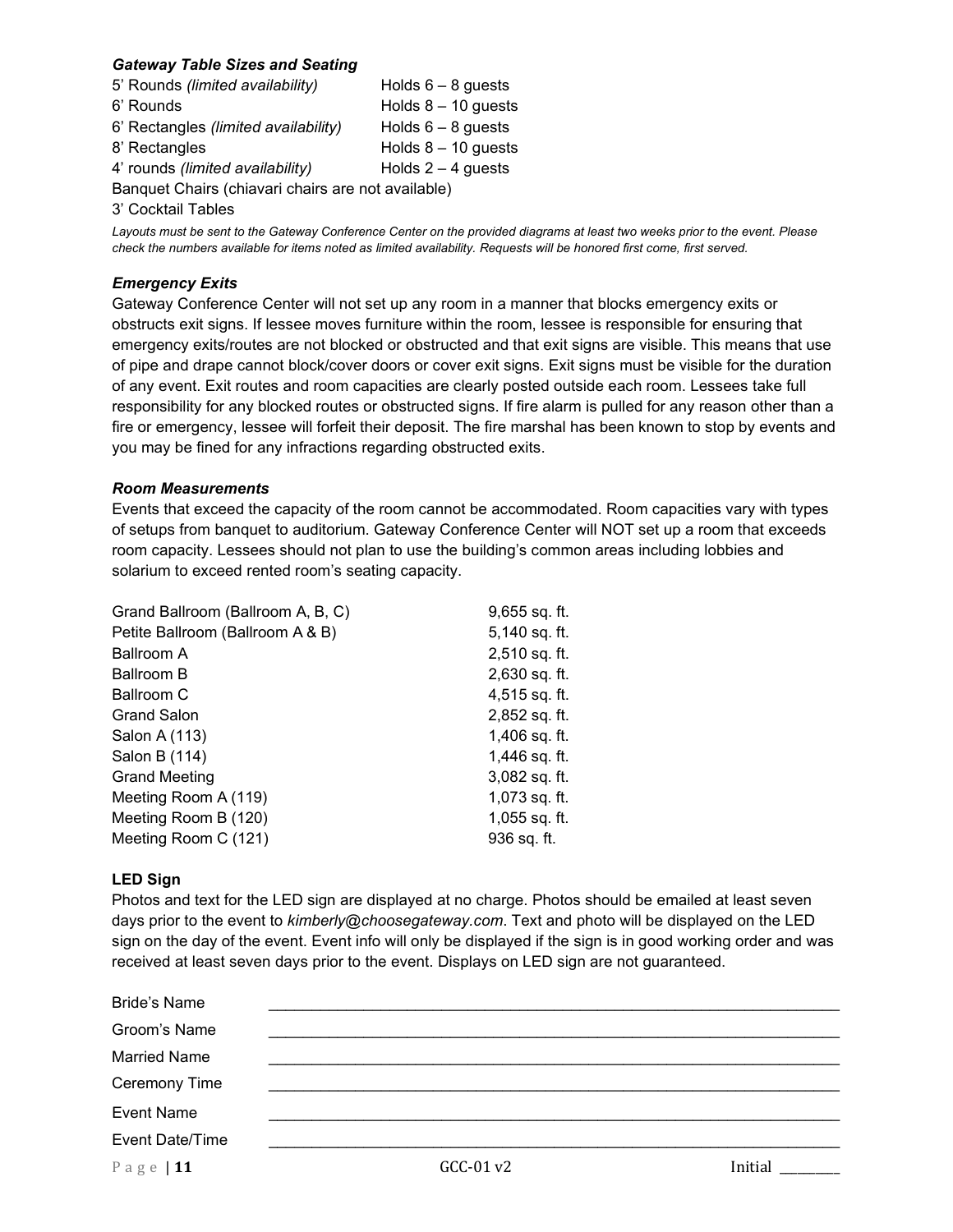### *Gateway Table Sizes and Seating*

| | |
|---|---|
| 5' Rounds *(limited availability)* | Holds 6 – 8 guests |
| 6' Rounds | Holds 8 – 10 guests |
| 6' Rectangles *(limited availability)* | Holds 6 – 8 guests |
| 8' Rectangles | Holds 8 – 10 guests |
| 4' rounds *(limited availability)* | Holds 2 – 4 guests |

Banquet Chairs (chiavari chairs are not available)

3' Cocktail Tables

*Layouts must be sent to the Gateway Conference Center on the provided diagrams at least two weeks prior to the event. Please check the numbers available for items noted as limited availability. Requests will be honored first come, first served.*

### *Emergency Exits*

Gateway Conference Center will not set up any room in a manner that blocks emergency exits or obstructs exit signs. If lessee moves furniture within the room, lessee is responsible for ensuring that emergency exits/routes are not blocked or obstructed and that exit signs are visible. This means that use of pipe and drape cannot block/cover doors or cover exit signs. Exit signs must be visible for the duration of any event. Exit routes and room capacities are clearly posted outside each room. Lessees take full responsibility for any blocked routes or obstructed signs. If fire alarm is pulled for any reason other than a fire or emergency, lessee will forfeit their deposit. The fire marshal has been known to stop by events and you may be fined for any infractions regarding obstructed exits.

### *Room Measurements*

Events that exceed the capacity of the room cannot be accommodated. Room capacities vary with types of setups from banquet to auditorium. Gateway Conference Center will NOT set up a room that exceeds room capacity. Lessees should not plan to use the building's common areas including lobbies and solarium to exceed rented room's seating capacity.

| | |
|---|---|
| Grand Ballroom (Ballroom A, B, C) | 9,655 sq. ft. |
| Petite Ballroom (Ballroom A & B) | 5,140 sq. ft. |
| Ballroom A | 2,510 sq. ft. |
| Ballroom B | 2,630 sq. ft. |
| Ballroom C | 4,515 sq. ft. |
| Grand Salon | 2,852 sq. ft. |
| Salon A (113) | 1,406 sq. ft. |
| Salon B (114) | 1,446 sq. ft. |
| Grand Meeting | 3,082 sq. ft. |
| Meeting Room A (119) | 1,073 sq. ft. |
| Meeting Room B (120) | 1,055 sq. ft. |
| Meeting Room C (121) | 936 sq. ft. |

### LED Sign

Photos and text for the LED sign are displayed at no charge. Photos should be emailed at least seven days prior to the event to *kimberly@choosegateway.com*. Text and photo will be displayed on the LED sign on the day of the event. Event info will only be displayed if the sign is in good working order and was received at least seven days prior to the event. Displays on LED sign are not guaranteed.

Bride's Name ______________________________________________

Groom's Name ______________________________________________

Married Name ______________________________________________

Ceremony Time ______________________________________________

Event Name ______________________________________________

Event Date/Time ______________________________________________

Initial ________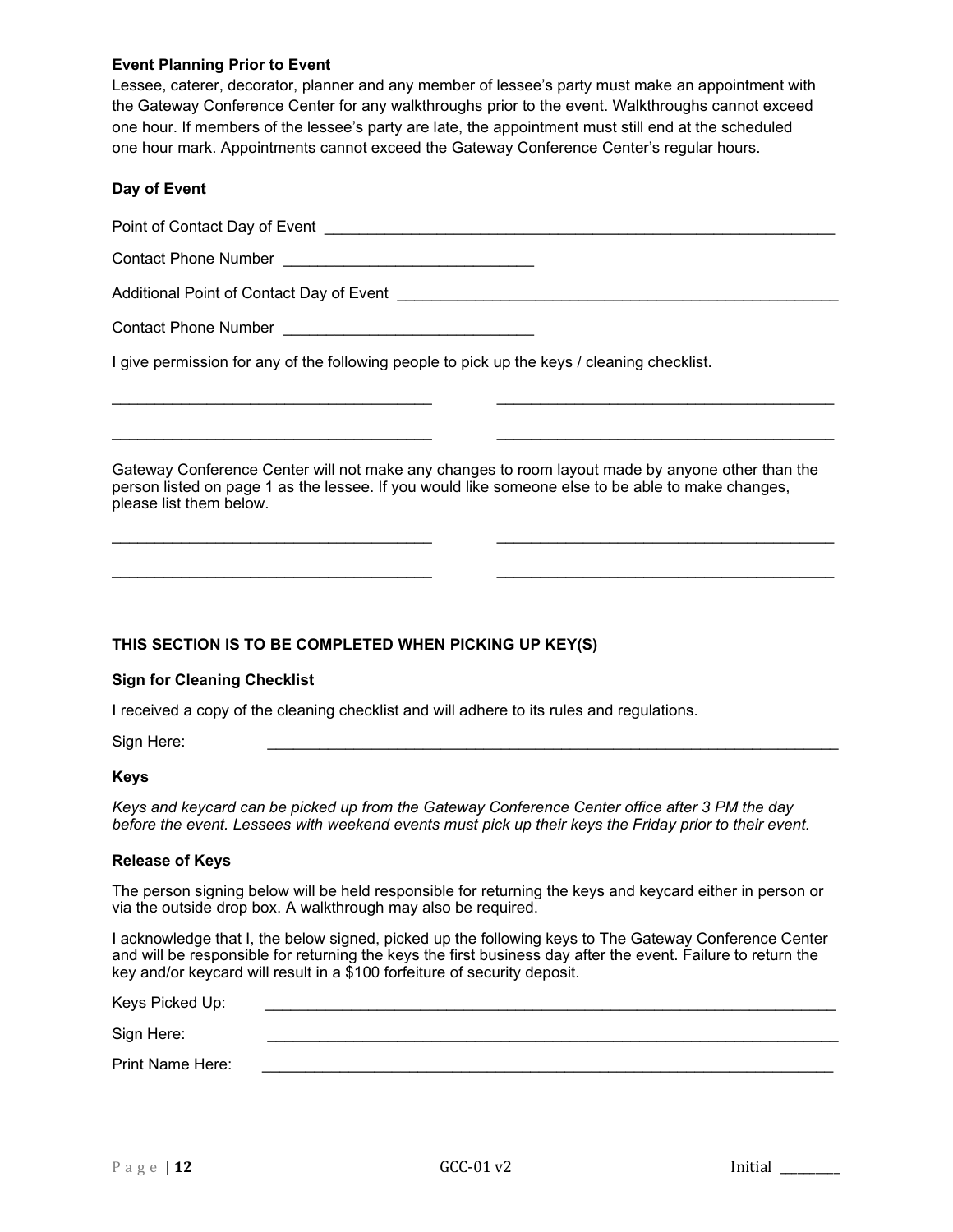**Event Planning Prior to Event**

Lessee, caterer, decorator, planner and any member of lessee's party must make an appointment with the Gateway Conference Center for any walkthroughs prior to the event. Walkthroughs cannot exceed one hour. If members of the lessee's party are late, the appointment must still end at the scheduled one hour mark. Appointments cannot exceed the Gateway Conference Center's regular hours.

**Day of Event**

Point of Contact Day of Event ______________________________________________________________

Contact Phone Number _____________________________

Additional Point of Contact Day of Event _____________________________________________________

Contact Phone Number _____________________________

I give permission for any of the following people to pick up the keys / cleaning checklist.

_____________________________________ _______________________________________

_____________________________________ _______________________________________

Gateway Conference Center will not make any changes to room layout made by anyone other than the person listed on page 1 as the lessee. If you would like someone else to be able to make changes, please list them below.

_____________________________________ _______________________________________

_____________________________________ _______________________________________

**THIS SECTION IS TO BE COMPLETED WHEN PICKING UP KEY(S)**

**Sign for Cleaning Checklist**

I received a copy of the cleaning checklist and will adhere to its rules and regulations.

Sign Here: ___________________________________________________________________

**Keys**

*Keys and keycard can be picked up from the Gateway Conference Center office after 3 PM the day before the event. Lessees with weekend events must pick up their keys the Friday prior to their event.*

**Release of Keys**

The person signing below will be held responsible for returning the keys and keycard either in person or via the outside drop box. A walkthrough may also be required.

I acknowledge that I, the below signed, picked up the following keys to The Gateway Conference Center and will be responsible for returning the keys the first business day after the event. Failure to return the key and/or keycard will result in a $100 forfeiture of security deposit.

Keys Picked Up: ___________________________________________________________________

Sign Here: ___________________________________________________________________

Print Name Here: ___________________________________________________________________

Initial ________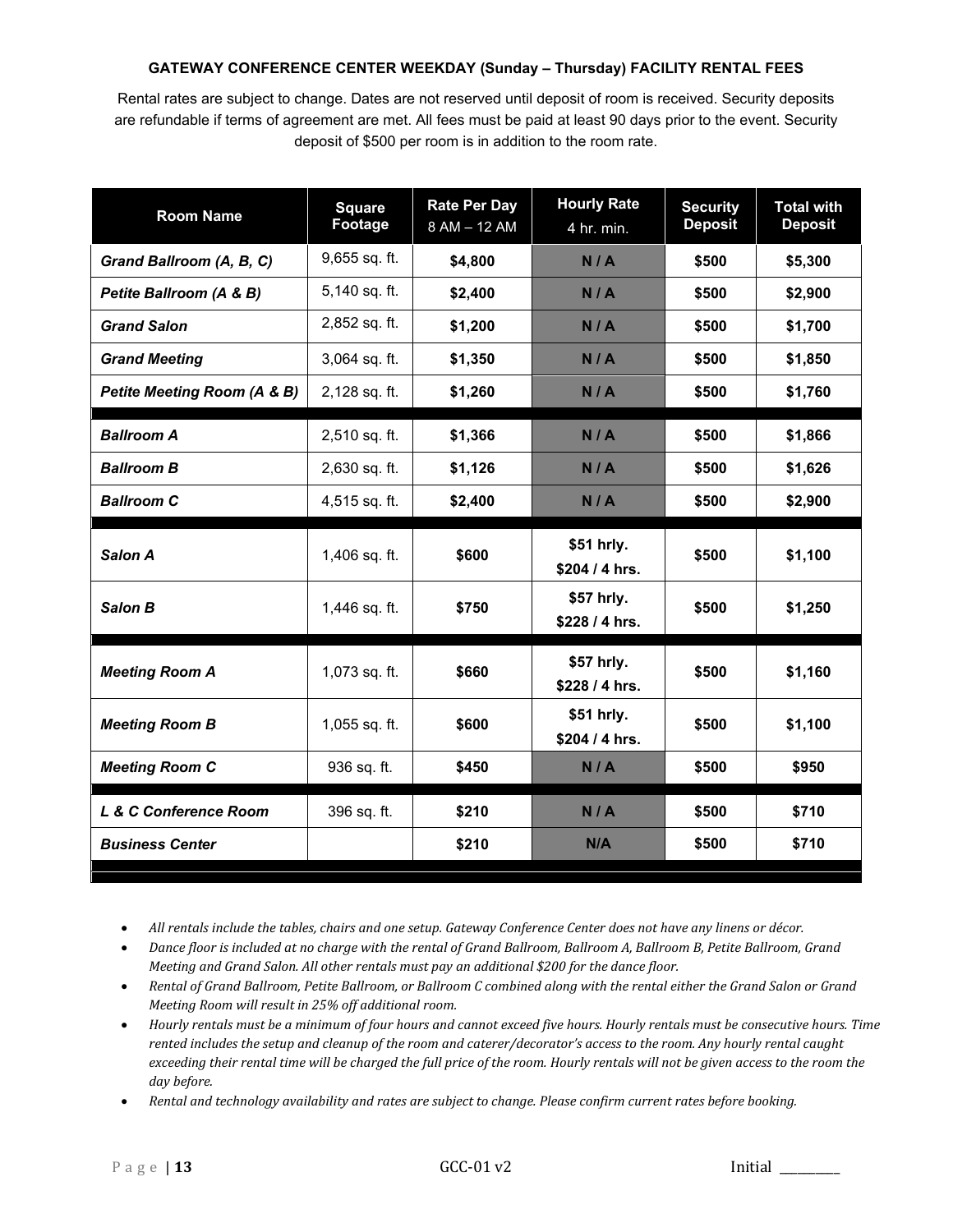**GATEWAY CONFERENCE CENTER WEEKDAY (Sunday – Thursday) FACILITY RENTAL FEES**

Rental rates are subject to change. Dates are not reserved until deposit of room is received. Security deposits are refundable if terms of agreement are met. All fees must be paid at least 90 days prior to the event. Security deposit of $500 per room is in addition to the room rate.

| Room Name | Square Footage | Rate Per Day 8 AM – 12 AM | Hourly Rate 4 hr. min. | Security Deposit | Total with Deposit |
|---|---|---|---|---|---|
| ***Grand Ballroom (A, B, C)*** | 9,655 sq. ft. | **$4,800** | **N / A** | **$500** | **$5,300** |
| ***Petite Ballroom (A & B)*** | 5,140 sq. ft. | **$2,400** | **N / A** | **$500** | **$2,900** |
| ***Grand Salon*** | 2,852 sq. ft. | **$1,200** | **N / A** | **$500** | **$1,700** |
| ***Grand Meeting*** | 3,064 sq. ft. | **$1,350** | **N / A** | **$500** | **$1,850** |
| ***Petite Meeting Room (A & B)*** | 2,128 sq. ft. | **$1,260** | **N / A** | **$500** | **$1,760** |
| ***Ballroom A*** | 2,510 sq. ft. | **$1,366** | **N / A** | **$500** | **$1,866** |
| ***Ballroom B*** | 2,630 sq. ft. | **$1,126** | **N / A** | **$500** | **$1,626** |
| ***Ballroom C*** | 4,515 sq. ft. | **$2,400** | **N / A** | **$500** | **$2,900** |
| ***Salon A*** | 1,406 sq. ft. | **$600** | **$51 hrly. $204 / 4 hrs.** | **$500** | **$1,100** |
| ***Salon B*** | 1,446 sq. ft. | **$750** | **$57 hrly. $228 / 4 hrs.** | **$500** | **$1,250** |
| ***Meeting Room A*** | 1,073 sq. ft. | **$660** | **$57 hrly. $228 / 4 hrs.** | **$500** | **$1,160** |
| ***Meeting Room B*** | 1,055 sq. ft. | **$600** | **$51 hrly. $204 / 4 hrs.** | **$500** | **$1,100** |
| ***Meeting Room C*** | 936 sq. ft. | **$450** | **N / A** | **$500** | **$950** |
| ***L & C Conference Room*** | 396 sq. ft. | **$210** | **N / A** | **$500** | **$710** |
| ***Business Center*** | | **$210** | **N/A** | **$500** | **$710** |

- *All rentals include the tables, chairs and one setup. Gateway Conference Center does not have any linens or décor.*
- *Dance floor is included at no charge with the rental of Grand Ballroom, Ballroom A, Ballroom B, Petite Ballroom, Grand Meeting and Grand Salon. All other rentals must pay an additional $200 for the dance floor.*
- *Rental of Grand Ballroom, Petite Ballroom, or Ballroom C combined along with the rental either the Grand Salon or Grand Meeting Room will result in 25% off additional room.*
- *Hourly rentals must be a minimum of four hours and cannot exceed five hours. Hourly rentals must be consecutive hours. Time rented includes the setup and cleanup of the room and caterer/decorator's access to the room. Any hourly rental caught exceeding their rental time will be charged the full price of the room. Hourly rentals will not be given access to the room the day before.*
- *Rental and technology availability and rates are subject to change. Please confirm current rates before booking.*

GCC-01 v2

Initial \_\_\_\_\_\_\_\_\_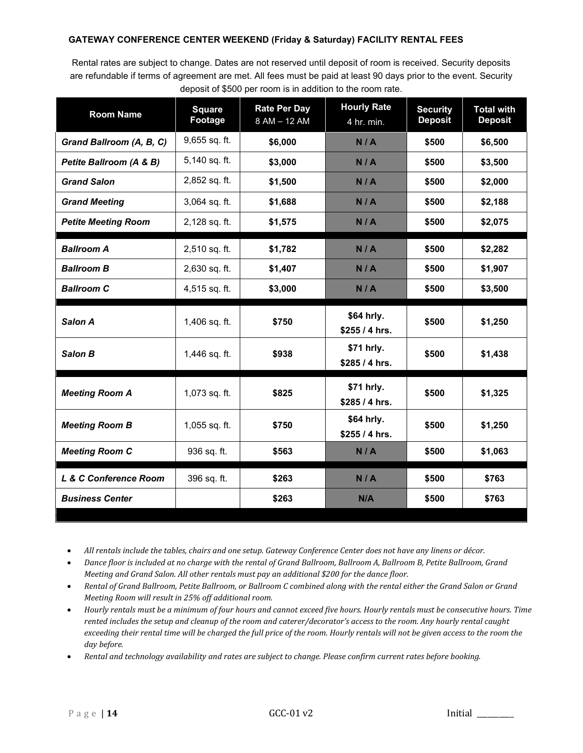**GATEWAY CONFERENCE CENTER WEEKEND (Friday & Saturday) FACILITY RENTAL FEES**

Rental rates are subject to change. Dates are not reserved until deposit of room is received. Security deposits are refundable if terms of agreement are met. All fees must be paid at least 90 days prior to the event. Security deposit of $500 per room is in addition to the room rate.

| Room Name | Square Footage | Rate Per Day 8 AM – 12 AM | Hourly Rate 4 hr. min. | Security Deposit | Total with Deposit |
|---|---|---|---|---|---|
| ***Grand Ballroom (A, B, C)*** | 9,655 sq. ft. | **$6,000** | **N / A** | **$500** | **$6,500** |
| ***Petite Ballroom (A & B)*** | 5,140 sq. ft. | **$3,000** | **N / A** | **$500** | **$3,500** |
| ***Grand Salon*** | 2,852 sq. ft. | **$1,500** | **N / A** | **$500** | **$2,000** |
| ***Grand Meeting*** | 3,064 sq. ft. | **$1,688** | **N / A** | **$500** | **$2,188** |
| ***Petite Meeting Room*** | 2,128 sq. ft. | **$1,575** | **N / A** | **$500** | **$2,075** |
| ***Ballroom A*** | 2,510 sq. ft. | **$1,782** | **N / A** | **$500** | **$2,282** |
| ***Ballroom B*** | 2,630 sq. ft. | **$1,407** | **N / A** | **$500** | **$1,907** |
| ***Ballroom C*** | 4,515 sq. ft. | **$3,000** | **N / A** | **$500** | **$3,500** |
| ***Salon A*** | 1,406 sq. ft. | **$750** | **$64 hrly. $255 / 4 hrs.** | **$500** | **$1,250** |
| ***Salon B*** | 1,446 sq. ft. | **$938** | **$71 hrly. $285 / 4 hrs.** | **$500** | **$1,438** |
| ***Meeting Room A*** | 1,073 sq. ft. | **$825** | **$71 hrly. $285 / 4 hrs.** | **$500** | **$1,325** |
| ***Meeting Room B*** | 1,055 sq. ft. | **$750** | **$64 hrly. $255 / 4 hrs.** | **$500** | **$1,250** |
| ***Meeting Room C*** | 936 sq. ft. | **$563** | **N / A** | **$500** | **$1,063** |
| ***L & C Conference Room*** | 396 sq. ft. | **$263** | **N / A** | **$500** | **$763** |
| ***Business Center*** | | **$263** | **N/A** | **$500** | **$763** |

- *All rentals include the tables, chairs and one setup. Gateway Conference Center does not have any linens or décor.*
- *Dance floor is included at no charge with the rental of Grand Ballroom, Ballroom A, Ballroom B, Petite Ballroom, Grand Meeting and Grand Salon. All other rentals must pay an additional $200 for the dance floor.*
- *Rental of Grand Ballroom, Petite Ballroom, or Ballroom C combined along with the rental either the Grand Salon or Grand Meeting Room will result in 25% off additional room.*
- *Hourly rentals must be a minimum of four hours and cannot exceed five hours. Hourly rentals must be consecutive hours. Time rented includes the setup and cleanup of the room and caterer/decorator's access to the room. Any hourly rental caught exceeding their rental time will be charged the full price of the room. Hourly rentals will not be given access to the room the day before.*
- *Rental and technology availability and rates are subject to change. Please confirm current rates before booking.*

GCC-01 v2 Initial ________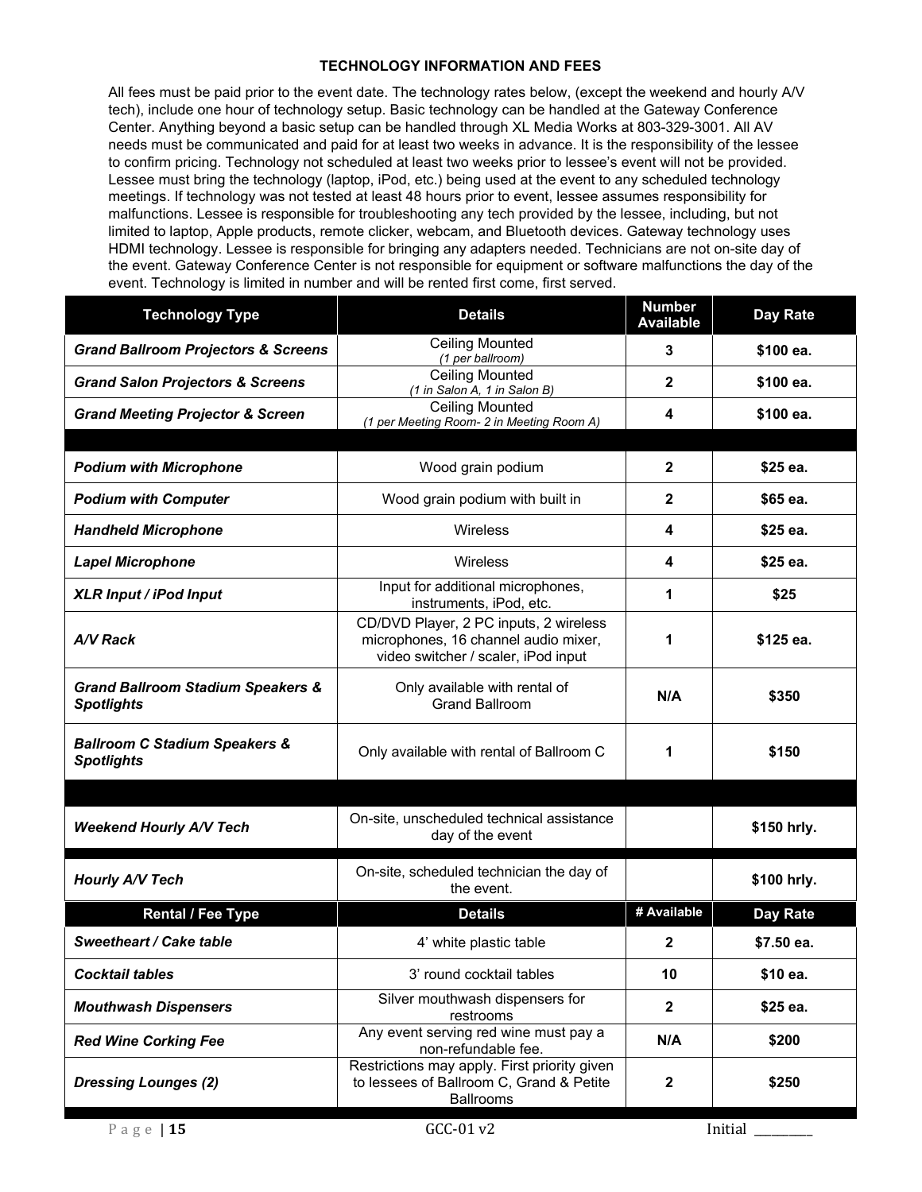## TECHNOLOGY INFORMATION AND FEES

All fees must be paid prior to the event date. The technology rates below, (except the weekend and hourly A/V tech), include one hour of technology setup. Basic technology can be handled at the Gateway Conference Center. Anything beyond a basic setup can be handled through XL Media Works at 803-329-3001. All AV needs must be communicated and paid for at least two weeks in advance. It is the responsibility of the lessee to confirm pricing. Technology not scheduled at least two weeks prior to lessee's event will not be provided. Lessee must bring the technology (laptop, iPod, etc.) being used at the event to any scheduled technology meetings. If technology was not tested at least 48 hours prior to event, lessee assumes responsibility for malfunctions. Lessee is responsible for troubleshooting any tech provided by the lessee, including, but not limited to laptop, Apple products, remote clicker, webcam, and Bluetooth devices. Gateway technology uses HDMI technology. Lessee is responsible for bringing any adapters needed. Technicians are not on-site day of the event. Gateway Conference Center is not responsible for equipment or software malfunctions the day of the event. Technology is limited in number and will be rented first come, first served.

| Technology Type | Details | Number Available | Day Rate |
|---|---|---|---|
| ***Grand Ballroom Projectors & Screens*** | Ceiling Mounted *(1 per ballroom)* | **3** | **$100 ea.** |
| ***Grand Salon Projectors & Screens*** | Ceiling Mounted *(1 in Salon A, 1 in Salon B)* | **2** | **$100 ea.** |
| ***Grand Meeting Projector & Screen*** | Ceiling Mounted *(1 per Meeting Room- 2 in Meeting Room A)* | **4** | **$100 ea.** |
| | | | |
| ***Podium with Microphone*** | Wood grain podium | **2** | **$25 ea.** |
| ***Podium with Computer*** | Wood grain podium with built in | **2** | **$65 ea.** |
| ***Handheld Microphone*** | Wireless | **4** | **$25 ea.** |
| ***Lapel Microphone*** | Wireless | **4** | **$25 ea.** |
| ***XLR Input / iPod Input*** | Input for additional microphones, instruments, iPod, etc. | **1** | **$25** |
| ***A/V Rack*** | CD/DVD Player, 2 PC inputs, 2 wireless microphones, 16 channel audio mixer, video switcher / scaler, iPod input | **1** | **$125 ea.** |
| ***Grand Ballroom Stadium Speakers & Spotlights*** | Only available with rental of Grand Ballroom | **N/A** | **$350** |
| ***Ballroom C Stadium Speakers & Spotlights*** | Only available with rental of Ballroom C | **1** | **$150** |
| | | | |
| ***Weekend Hourly A/V Tech*** | On-site, unscheduled technical assistance day of the event | | **$150 hrly.** |
| ***Hourly A/V Tech*** | On-site, scheduled technician the day of the event. | | **$100 hrly.** |

| Rental / Fee Type | Details | # Available | Day Rate |
|---|---|---|---|
| ***Sweetheart / Cake table*** | 4' white plastic table | **2** | **$7.50 ea.** |
| ***Cocktail tables*** | 3' round cocktail tables | **10** | **$10 ea.** |
| ***Mouthwash Dispensers*** | Silver mouthwash dispensers for restrooms | **2** | **$25 ea.** |
| ***Red Wine Corking Fee*** | Any event serving red wine must pay a non-refundable fee. | **N/A** | **$200** |
| ***Dressing Lounges (2)*** | Restrictions may apply. First priority given to lessees of Ballroom C, Grand & Petite Ballrooms | **2** | **$250** |

GCC-01 v2

Initial ________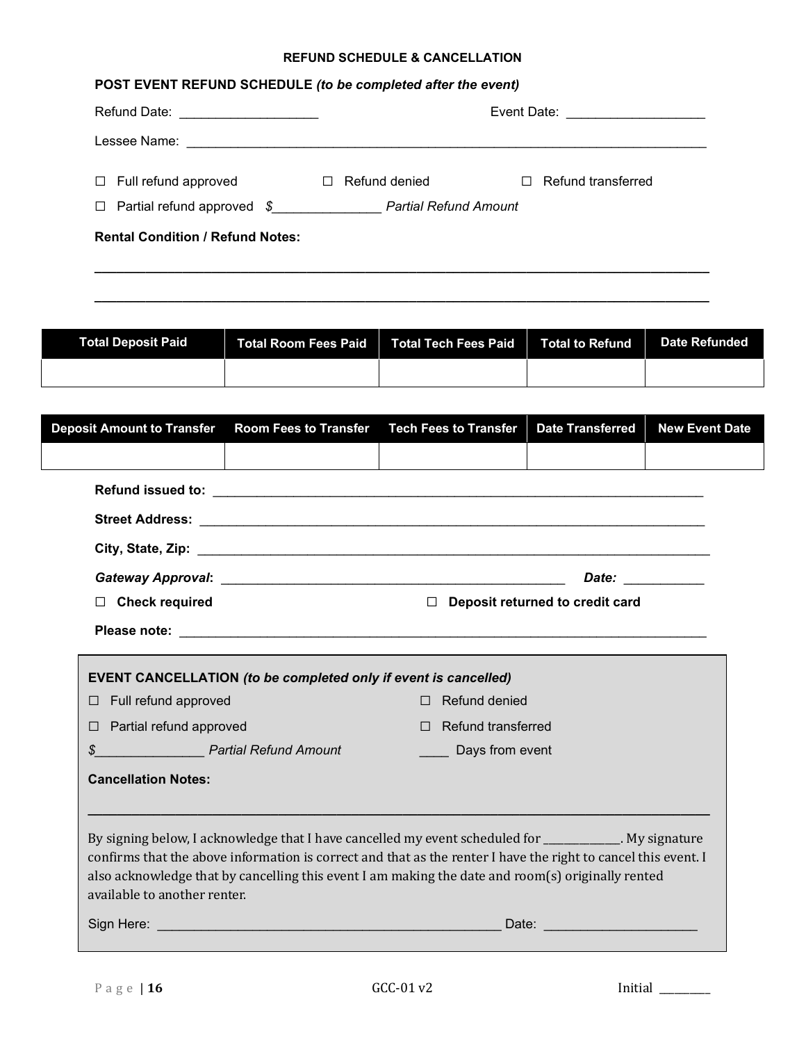## REFUND SCHEDULE & CANCELLATION

### POST EVENT REFUND SCHEDULE *(to be completed after the event)*

Refund Date: ___________________ Event Date: ___________________

Lessee Name: ___________________________________________________________________________

☐ Full refund approved ☐ Refund denied ☐ Refund transferred

☐ Partial refund approved *$_______________ Partial Refund Amount*

**Rental Condition / Refund Notes:**

_______________________________________________________________________________

_______________________________________________________________________________

| Total Deposit Paid | Total Room Fees Paid | Total Tech Fees Paid | Total to Refund | Date Refunded |
|---|---|---|---|---|
| | | | | |

| Deposit Amount to Transfer | Room Fees to Transfer | Tech Fees to Transfer | Date Transferred | New Event Date |
|---|---|---|---|---|
| | | | | |

**Refund issued to:** _______________________________________________________________________

**Street Address:** ________________________________________________________________________

**City, State, Zip:** _______________________________________________________________________

***Gateway Approval*:** _______________________________________________ ***Date:*** ___________

☐ **Check required** ☐ **Deposit returned to credit card**

**Please note:** __________________________________________________________________________

### EVENT CANCELLATION *(to be completed only if event is cancelled)*

☐ Full refund approved ☐ Refund denied

☐ Partial refund approved ☐ Refund transferred

*$_______________ Partial Refund Amount* ____ Days from event

**Cancellation Notes:**

_______________________________________________________________________________

By signing below, I acknowledge that I have cancelled my event scheduled for ______________. My signature confirms that the above information is correct and that as the renter I have the right to cancel this event. I also acknowledge that by cancelling this event I am making the date and room(s) originally rented available to another renter.

Sign Here: _________________________________________________ Date: ______________________

GCC-01 v2 Initial _________